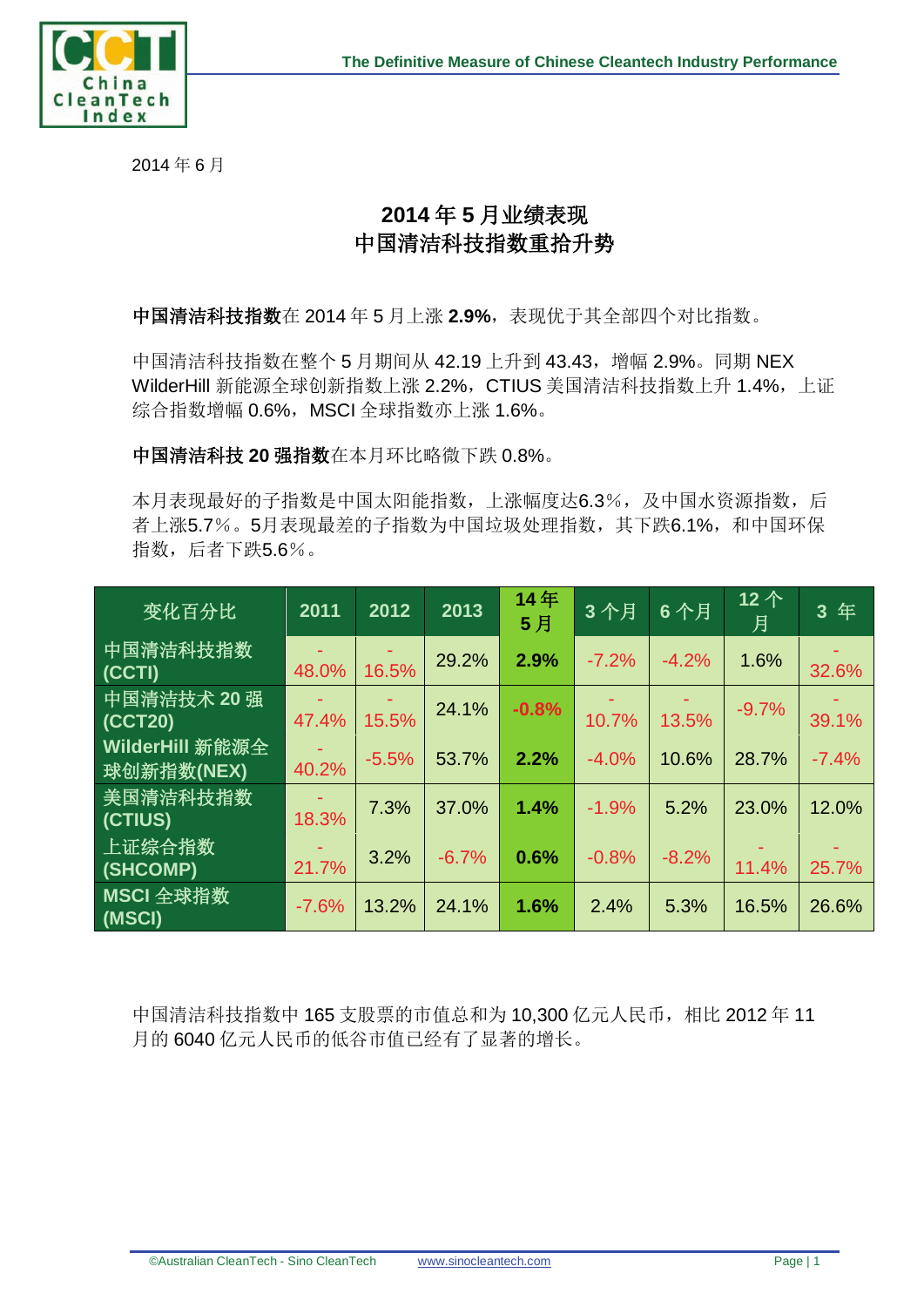2014 年 6 月

# 2014 年 5 月业绩表现
# 中国清洁科技指数重拾升势

**中国清洁科技指数**在 2014 年 5 月上涨 **2.9%**，表现优于其全部四个对比指数。

中国清洁科技指数在整个 5 月期间从 42.19 上升到 43.43，增幅 2.9%。同期 NEX WilderHill 新能源全球创新指数上涨 2.2%，CTIUS 美国清洁科技指数上升 1.4%，上证综合指数增幅 0.6%，MSCI 全球指数亦上涨 1.6%。

**中国清洁科技 20 强指数**在本月环比略微下跌 0.8%。

本月表现最好的子指数是中国太阳能指数，上涨幅度达6.3%，及中国水资源指数，后者上涨5.7%。5月表现最差的子指数为中国垃圾处理指数，其下跌6.1%，和中国环保指数，后者下跌5.6%。

| 变化百分比 | 2011 | 2012 | 2013 | 14 年 5 月 | 3 个月 | 6 个月 | 12 个月 | 3 年 |
|---|---|---|---|---|---|---|---|---|
| 中国清洁科技指数 (CCTI) | -48.0% | -16.5% | 29.2% | **2.9%** | -7.2% | -4.2% | 1.6% | -32.6% |
| 中国清洁技术 20 强 (CCT20) | -47.4% | -15.5% | 24.1% | **-0.8%** | -10.7% | -13.5% | -9.7% | -39.1% |
| WilderHill 新能源全球创新指数(NEX) | -40.2% | -5.5% | 53.7% | **2.2%** | -4.0% | 10.6% | 28.7% | -7.4% |
| 美国清洁科技指数 (CTIUS) | -18.3% | 7.3% | 37.0% | **1.4%** | -1.9% | 5.2% | 23.0% | 12.0% |
| 上证综合指数 (SHCOMP) | -21.7% | 3.2% | -6.7% | **0.6%** | -0.8% | -8.2% | -11.4% | -25.7% |
| MSCI 全球指数 (MSCI) | -7.6% | 13.2% | 24.1% | **1.6%** | 2.4% | 5.3% | 16.5% | 26.6% |

中国清洁科技指数中 165 支股票的市值总和为 10,300 亿元人民币，相比 2012 年 11 月的 6040 亿元人民币的低谷市值已经有了显著的增长。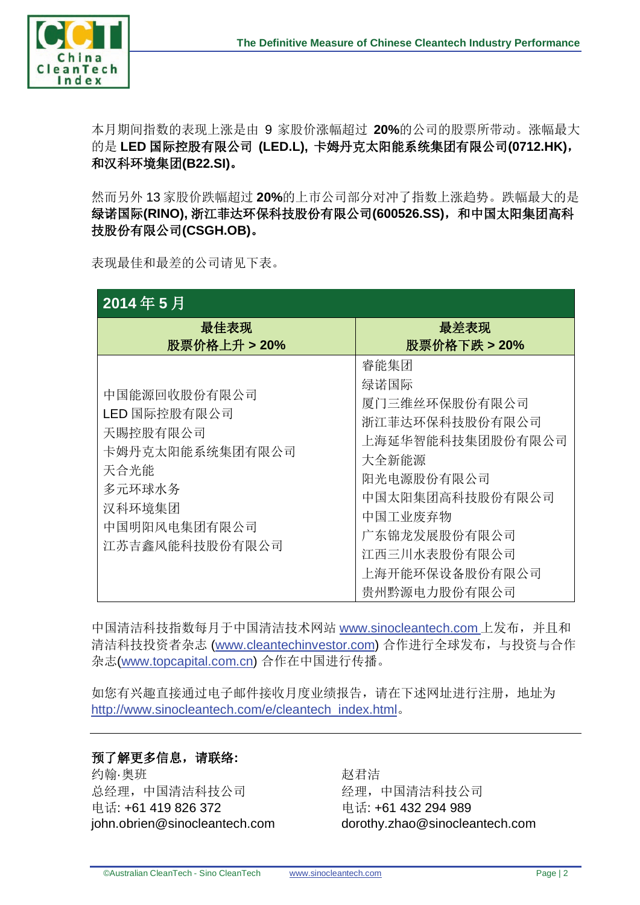本月期间指数的表现上涨是由 9 家股价涨幅超过 **20%**的公司的股票所带动。涨幅最大的是 **LED 国际控股有限公司 (LED.L), 卡姆丹克太阳能系统集团有限公司(0712.HK)，和汉科环境集团(B22.SI)。**

然而另外 13 家股价跌幅超过 **20%**的上市公司部分对冲了指数上涨趋势。跌幅最大的是**绿诺国际(RINO), 浙江菲达环保科技股份有限公司(600526.SS)，和中国太阳集团高科技股份有限公司(CSGH.OB)。**

表现最佳和最差的公司请见下表。

| **2014 年 5 月** | |
|---|---|
| **最佳表现<br>股票价格上升 > 20%** | **最差表现<br>股票价格下跌 > 20%** |
| 中国能源回收股份有限公司<br>LED 国际控股有限公司<br>天賜控股有限公司<br>卡姆丹克太阳能系统集团有限公司<br>天合光能<br>多元环球水务<br>汉科环境集团<br>中国明阳风电集团有限公司<br>江苏吉鑫风能科技股份有限公司 | 睿能集团<br>绿诺国际<br>厦门三维丝环保股份有限公司<br>浙江菲达环保科技股份有限公司<br>上海延华智能科技集团股份有限公司<br>大全新能源<br>阳光电源股份有限公司<br>中国太阳集团高科技股份有限公司<br>中国工业废弃物<br>广东锦龙发展股份有限公司<br>江西三川水表股份有限公司<br>上海开能环保设备股份有限公司<br>贵州黔源电力股份有限公司 |

中国清洁科技指数每月于中国清洁技术网站 www.sinocleantech.com 上发布，并且和清洁科技投资者杂志 (www.cleantechinvestor.com) 合作进行全球发布，与投资与合作杂志(www.topcapital.com.cn) 合作在中国进行传播。

如您有兴趣直接通过电子邮件接收月度业绩报告，请在下述网址进行注册，地址为 http://www.sinocleantech.com/e/cleantech_index.html。

**预了解更多信息，请联络:**

约翰·奥班
总经理，中国清洁科技公司
电话: +61 419 826 372
john.obrien@sinocleantech.com

赵君洁
经理，中国清洁科技公司
电话: +61 432 294 989
dorothy.zhao@sinocleantech.com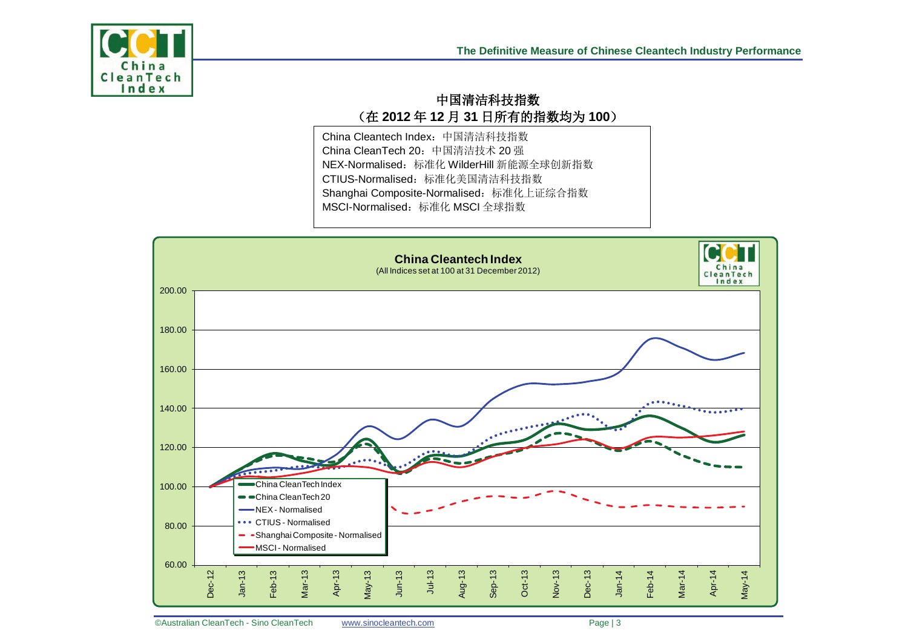# 中国清洁科技指数

（在 2012 年 12 月 31 日所有的指数均为 100）

China Cleantech Index：中国清洁科技指数
China CleanTech 20：中国清洁技术 20 强
NEX-Normalised：标准化 WilderHill 新能源全球创新指数
CTIUS-Normalised：标准化美国清洁科技指数
Shanghai Composite-Normalised：标准化上证综合指数
MSCI-Normalised：标准化 MSCI 全球指数

China Cleantech Index
(All Indices set at 100 at 31 December 2012)

200.00
180.00
160.00
140.00
120.00
100.00
80.00
60.00

Dec-12
Jan-13
Feb-13
Mar-13
Apr-13
May-13
Jun-13
Jul-13
Aug-13
Sep-13
Oct-13
Nov-13
Dec-13
Jan-14
Feb-14
Mar-14
Apr-14
May-14

China CleanTech Index
China CleanTech 20
NEX - Normalised
CTIUS - Normalised
Shanghai Composite - Normalised
MSCI - Normalised